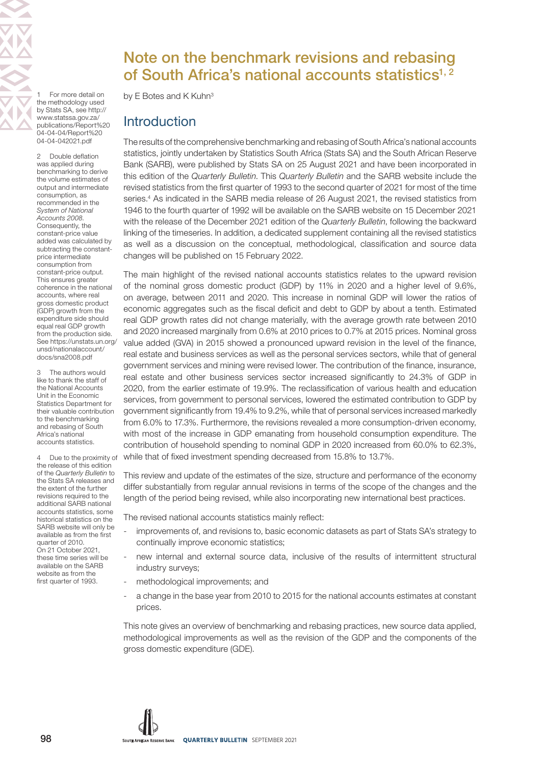# Note on the benchmark revisions and rebasing of South Africa's national accounts statistics[1, 2]

by E Botes and K Kuhn[3]

## Introduction

The results of the comprehensive benchmarking and rebasing of South Africa's national accounts statistics, jointly undertaken by Statistics South Africa (Stats SA) and the South African Reserve Bank (SARB), were published by Stats SA on 25 August 2021 and have been incorporated in this edition of the *Quarterly Bulletin*. This *Quarterly Bulletin* and the SARB website include the revised statistics from the first quarter of 1993 to the second quarter of 2021 for most of the time series.[4] As indicated in the SARB media release of 26 August 2021, the revised statistics from 1946 to the fourth quarter of 1992 will be available on the SARB website on 15 December 2021 with the release of the December 2021 edition of the *Quarterly Bulletin*, following the backward linking of the timeseries. In addition, a dedicated supplement containing all the revised statistics as well as a discussion on the conceptual, methodological, classification and source data changes will be published on 15 February 2022.

The main highlight of the revised national accounts statistics relates to the upward revision of the nominal gross domestic product (GDP) by 11% in 2020 and a higher level of 9.6%, on average, between 2011 and 2020. This increase in nominal GDP will lower the ratios of economic aggregates such as the fiscal deficit and debt to GDP by about a tenth. Estimated real GDP growth rates did not change materially, with the average growth rate between 2010 and 2020 increased marginally from 0.6% at 2010 prices to 0.7% at 2015 prices. Nominal gross value added (GVA) in 2015 showed a pronounced upward revision in the level of the finance, real estate and business services as well as the personal services sectors, while that of general government services and mining were revised lower. The contribution of the finance, insurance, real estate and other business services sector increased significantly to 24.3% of GDP in 2020, from the earlier estimate of 19.9%. The reclassification of various health and education services, from government to personal services, lowered the estimated contribution to GDP by government significantly from 19.4% to 9.2%, while that of personal services increased markedly from 6.0% to 17.3%. Furthermore, the revisions revealed a more consumption-driven economy, with most of the increase in GDP emanating from household consumption expenditure. The contribution of household spending to nominal GDP in 2020 increased from 60.0% to 62.3%, while that of fixed investment spending decreased from 15.8% to 13.7%.

This review and update of the estimates of the size, structure and performance of the economy differ substantially from regular annual revisions in terms of the scope of the changes and the length of the period being revised, while also incorporating new international best practices.

The revised national accounts statistics mainly reflect:

- improvements of, and revisions to, basic economic datasets as part of Stats SA's strategy to continually improve economic statistics;
- new internal and external source data, inclusive of the results of intermittent structural industry surveys;
- methodological improvements; and
- a change in the base year from 2010 to 2015 for the national accounts estimates at constant prices.

This note gives an overview of benchmarking and rebasing practices, new source data applied, methodological improvements as well as the revision of the GDP and the components of the gross domestic expenditure (GDE).

---

1 For more detail on the methodology used by Stats SA, see http://www.statssa.gov.za/publications/Report%2004-04-04/Report%2004-04-042021.pdf

2 Double deflation was applied during benchmarking to derive the volume estimates of output and intermediate consumption, as recommended in the *System of National Accounts 2008*. Consequently, the constant-price value added was calculated by subtracting the constant-price intermediate consumption from constant-price output. This ensures greater coherence in the national accounts, where real gross domestic product (GDP) growth from the expenditure side should equal real GDP growth from the production side. See https://unstats.un.org/unsd/nationalaccount/docs/sna2008.pdf

3 The authors would like to thank the staff of the National Accounts Unit in the Economic Statistics Department for their valuable contribution to the benchmarking and rebasing of South Africa's national accounts statistics.

4 Due to the proximity of the release of this edition of the *Quarterly Bulletin* to the Stats SA releases and the extent of the further revisions required to the additional SARB national accounts statistics, some historical statistics on the SARB website will only be available as from the first quarter of 2010. On 21 October 2021, these time series will be available on the SARB website as from the first quarter of 1993.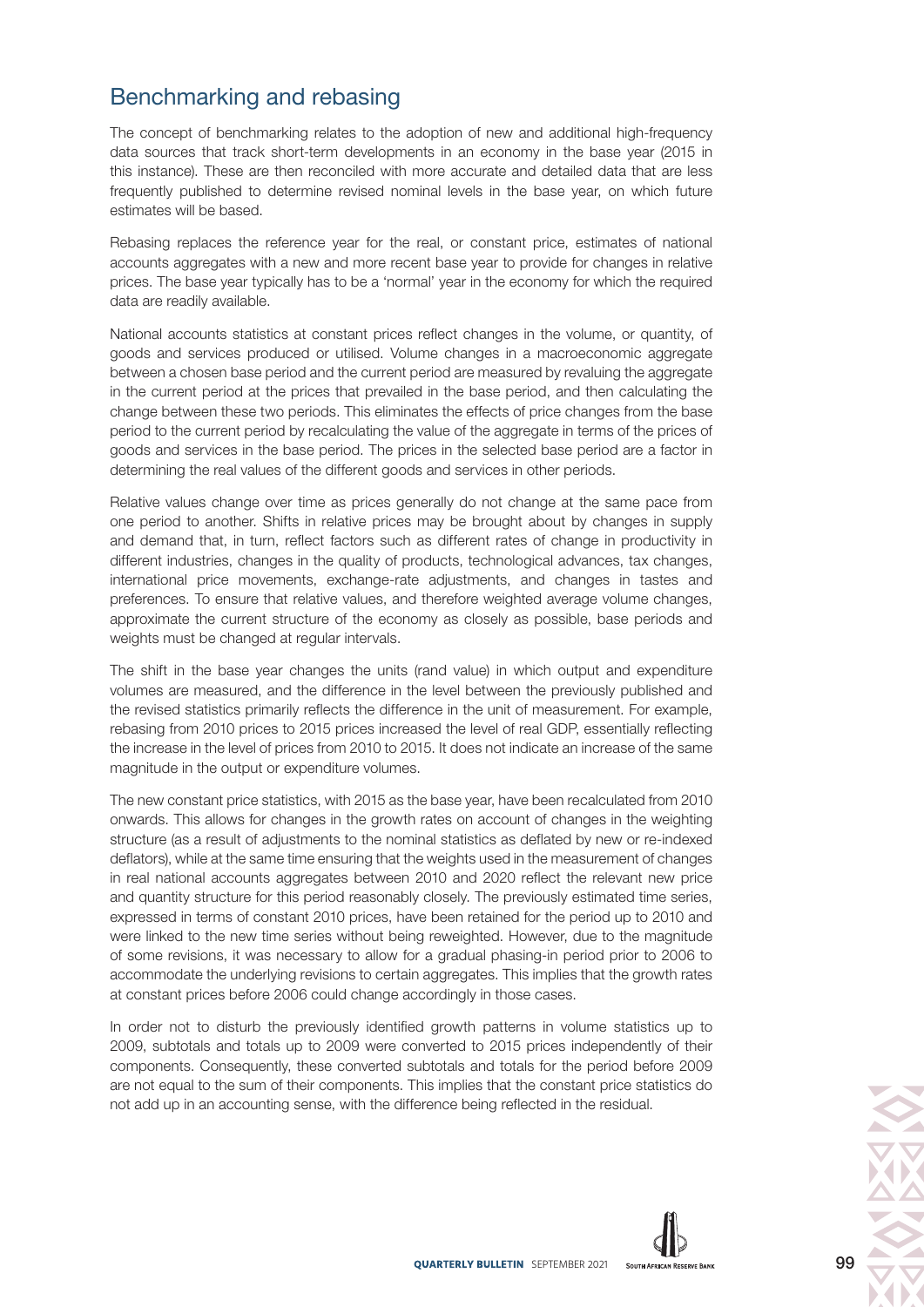## Benchmarking and rebasing

The concept of benchmarking relates to the adoption of new and additional high-frequency data sources that track short-term developments in an economy in the base year (2015 in this instance). These are then reconciled with more accurate and detailed data that are less frequently published to determine revised nominal levels in the base year, on which future estimates will be based.

Rebasing replaces the reference year for the real, or constant price, estimates of national accounts aggregates with a new and more recent base year to provide for changes in relative prices. The base year typically has to be a 'normal' year in the economy for which the required data are readily available.

National accounts statistics at constant prices reflect changes in the volume, or quantity, of goods and services produced or utilised. Volume changes in a macroeconomic aggregate between a chosen base period and the current period are measured by revaluing the aggregate in the current period at the prices that prevailed in the base period, and then calculating the change between these two periods. This eliminates the effects of price changes from the base period to the current period by recalculating the value of the aggregate in terms of the prices of goods and services in the base period. The prices in the selected base period are a factor in determining the real values of the different goods and services in other periods.

Relative values change over time as prices generally do not change at the same pace from one period to another. Shifts in relative prices may be brought about by changes in supply and demand that, in turn, reflect factors such as different rates of change in productivity in different industries, changes in the quality of products, technological advances, tax changes, international price movements, exchange-rate adjustments, and changes in tastes and preferences. To ensure that relative values, and therefore weighted average volume changes, approximate the current structure of the economy as closely as possible, base periods and weights must be changed at regular intervals.

The shift in the base year changes the units (rand value) in which output and expenditure volumes are measured, and the difference in the level between the previously published and the revised statistics primarily reflects the difference in the unit of measurement. For example, rebasing from 2010 prices to 2015 prices increased the level of real GDP, essentially reflecting the increase in the level of prices from 2010 to 2015. It does not indicate an increase of the same magnitude in the output or expenditure volumes.

The new constant price statistics, with 2015 as the base year, have been recalculated from 2010 onwards. This allows for changes in the growth rates on account of changes in the weighting structure (as a result of adjustments to the nominal statistics as deflated by new or re-indexed deflators), while at the same time ensuring that the weights used in the measurement of changes in real national accounts aggregates between 2010 and 2020 reflect the relevant new price and quantity structure for this period reasonably closely. The previously estimated time series, expressed in terms of constant 2010 prices, have been retained for the period up to 2010 and were linked to the new time series without being reweighted. However, due to the magnitude of some revisions, it was necessary to allow for a gradual phasing-in period prior to 2006 to accommodate the underlying revisions to certain aggregates. This implies that the growth rates at constant prices before 2006 could change accordingly in those cases.

In order not to disturb the previously identified growth patterns in volume statistics up to 2009, subtotals and totals up to 2009 were converted to 2015 prices independently of their components. Consequently, these converted subtotals and totals for the period before 2009 are not equal to the sum of their components. This implies that the constant price statistics do not add up in an accounting sense, with the difference being reflected in the residual.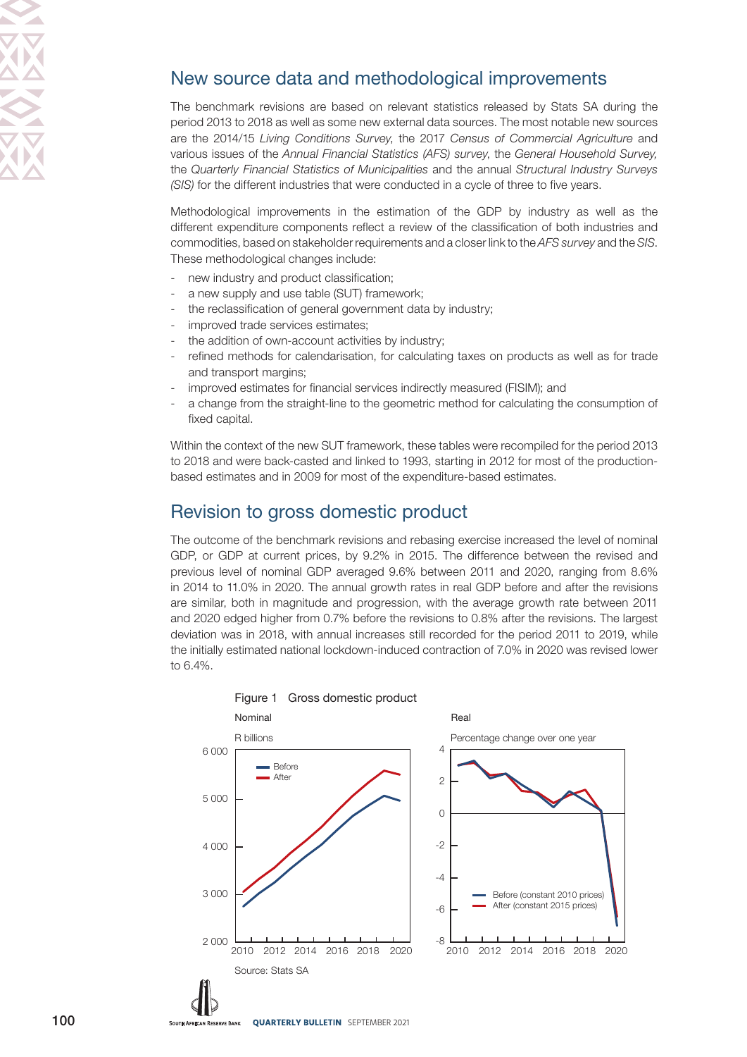## New source data and methodological improvements

The benchmark revisions are based on relevant statistics released by Stats SA during the period 2013 to 2018 as well as some new external data sources. The most notable new sources are the 2014/15 *Living Conditions Survey*, the 2017 *Census of Commercial Agriculture* and various issues of the *Annual Financial Statistics (AFS) survey*, the *General Household Survey*, the *Quarterly Financial Statistics of Municipalities* and the annual *Structural Industry Surveys (SIS)* for the different industries that were conducted in a cycle of three to five years.

Methodological improvements in the estimation of the GDP by industry as well as the different expenditure components reflect a review of the classification of both industries and commodities, based on stakeholder requirements and a closer link to the *AFS survey* and the *SIS*. These methodological changes include:

- new industry and product classification;
- a new supply and use table (SUT) framework;
- the reclassification of general government data by industry;
- improved trade services estimates;
- the addition of own-account activities by industry;
- refined methods for calendarisation, for calculating taxes on products as well as for trade and transport margins;
- improved estimates for financial services indirectly measured (FISIM); and
- a change from the straight-line to the geometric method for calculating the consumption of fixed capital.

Within the context of the new SUT framework, these tables were recompiled for the period 2013 to 2018 and were back-casted and linked to 1993, starting in 2012 for most of the production-based estimates and in 2009 for most of the expenditure-based estimates.

## Revision to gross domestic product

The outcome of the benchmark revisions and rebasing exercise increased the level of nominal GDP, or GDP at current prices, by 9.2% in 2015. The difference between the revised and previous level of nominal GDP averaged 9.6% between 2011 and 2020, ranging from 8.6% in 2014 to 11.0% in 2020. The annual growth rates in real GDP before and after the revisions are similar, both in magnitude and progression, with the average growth rate between 2011 and 2020 edged higher from 0.7% before the revisions to 0.8% after the revisions. The largest deviation was in 2018, with annual increases still recorded for the period 2011 to 2019, while the initially estimated national lockdown-induced contraction of 7.0% in 2020 was revised lower to 6.4%.

Figure 1 Gross domestic product

Source: Stats SA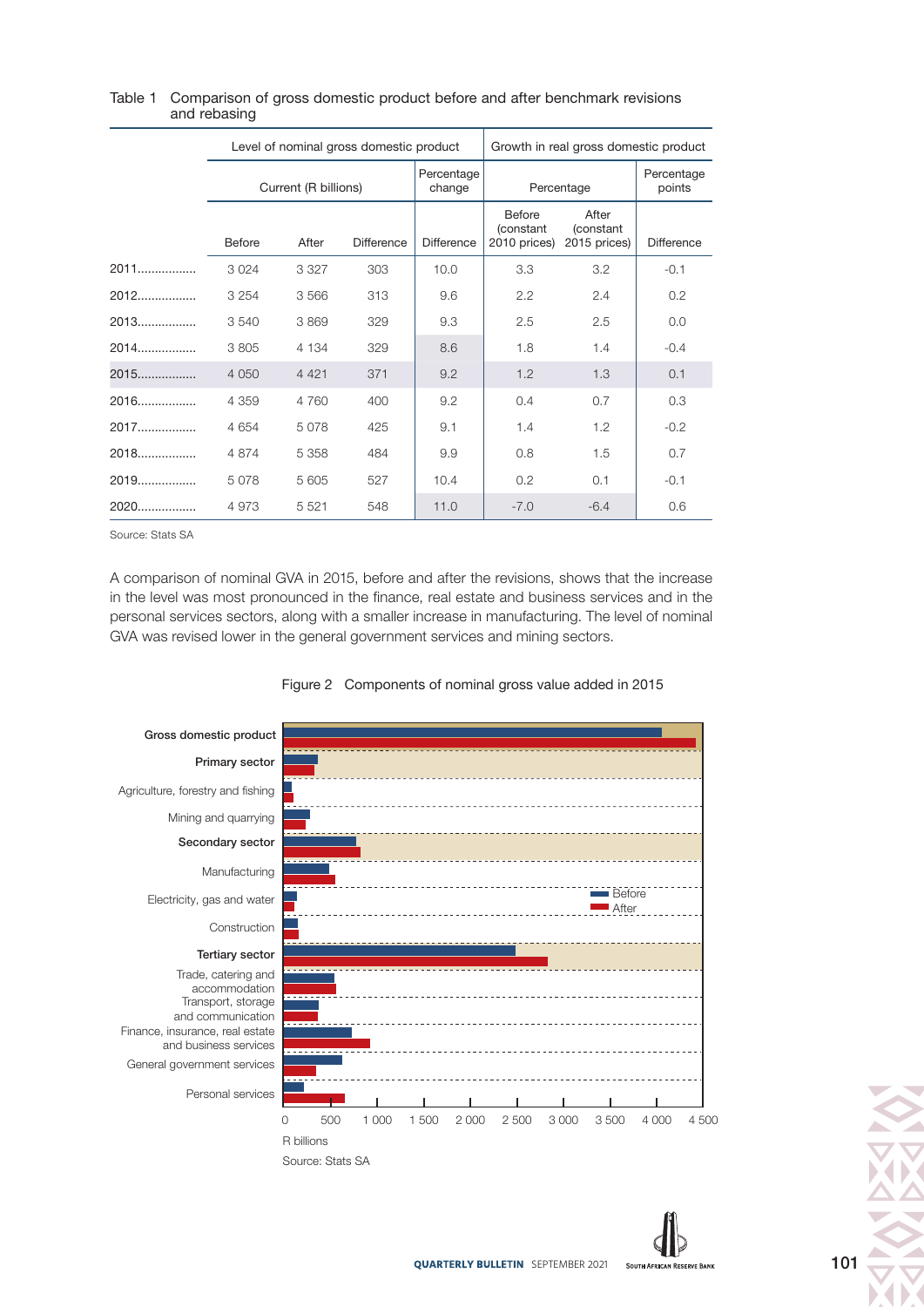Table 1 Comparison of gross domestic product before and after benchmark revisions and rebasing

| | Level of nominal gross domestic product | | | | Growth in real gross domestic product | | |
|---|---|---|---|---|---|---|---|
| | Current (R billions) | | | Percentage change | Percentage | | Percentage points |
| | Before | After | Difference | Difference | Before (constant 2010 prices) | After (constant 2015 prices) | Difference |
| 2011 | 3 024 | 3 327 | 303 | 10.0 | 3.3 | 3.2 | -0.1 |
| 2012 | 3 254 | 3 566 | 313 | 9.6 | 2.2 | 2.4 | 0.2 |
| 2013 | 3 540 | 3 869 | 329 | 9.3 | 2.5 | 2.5 | 0.0 |
| 2014 | 3 805 | 4 134 | 329 | 8.6 | 1.8 | 1.4 | -0.4 |
| 2015 | 4 050 | 4 421 | 371 | 9.2 | 1.2 | 1.3 | 0.1 |
| 2016 | 4 359 | 4 760 | 400 | 9.2 | 0.4 | 0.7 | 0.3 |
| 2017 | 4 654 | 5 078 | 425 | 9.1 | 1.4 | 1.2 | -0.2 |
| 2018 | 4 874 | 5 358 | 484 | 9.9 | 0.8 | 1.5 | 0.7 |
| 2019 | 5 078 | 5 605 | 527 | 10.4 | 0.2 | 0.1 | -0.1 |
| 2020 | 4 973 | 5 521 | 548 | 11.0 | -7.0 | -6.4 | 0.6 |

Source: Stats SA

A comparison of nominal GVA in 2015, before and after the revisions, shows that the increase in the level was most pronounced in the finance, real estate and business services and in the personal services sectors, along with a smaller increase in manufacturing. The level of nominal GVA was revised lower in the general government services and mining sectors.

Figure 2 Components of nominal gross value added in 2015

Gross domestic product
Primary sector
Agriculture, forestry and fishing
Mining and quarrying
Secondary sector
Manufacturing
Electricity, gas and water
Construction
Tertiary sector
Trade, catering and accommodation
Transport, storage and communication
Finance, insurance, real estate and business services
General government services
Personal services

Before
After

0 500 1 000 1 500 2 000 2 500 3 000 3 500 4 000 4 500

R billions

Source: Stats SA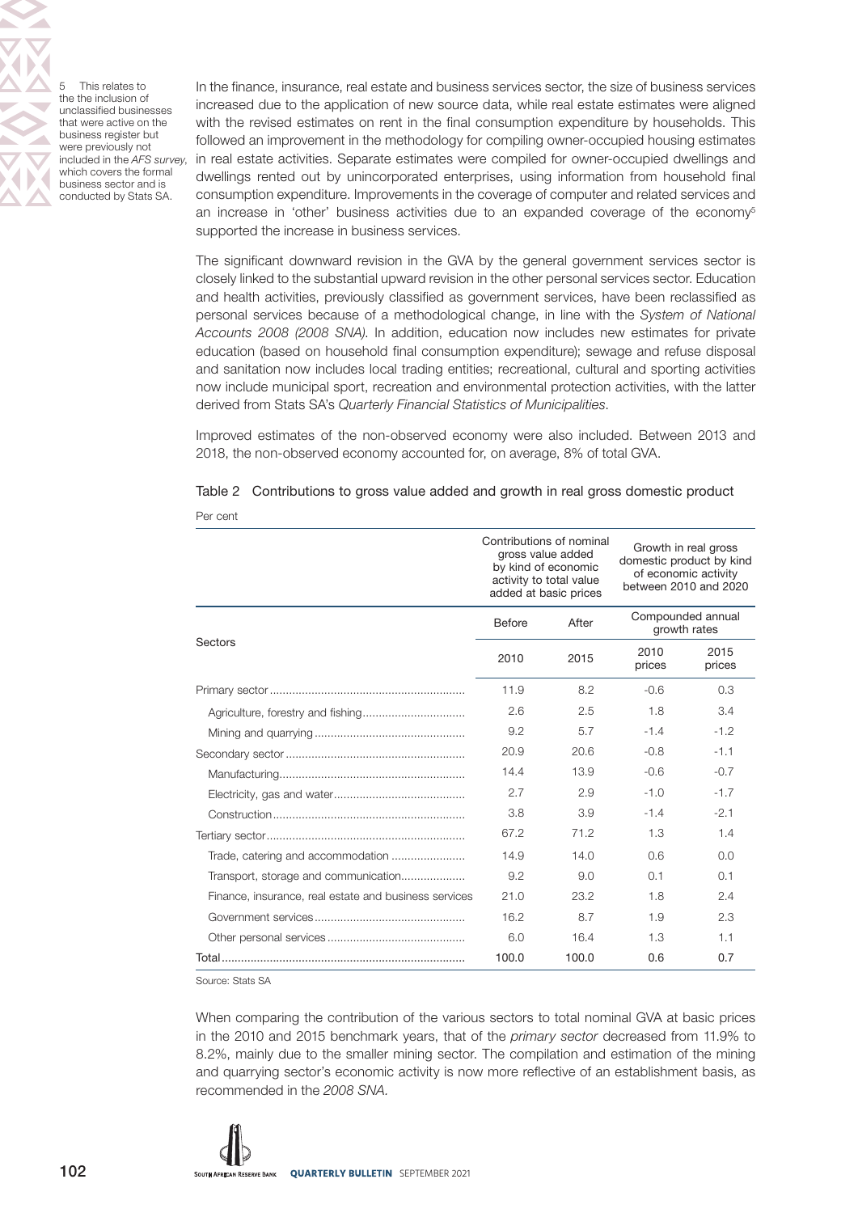In the finance, insurance, real estate and business services sector, the size of business services increased due to the application of new source data, while real estate estimates were aligned with the revised estimates on rent in the final consumption expenditure by households. This followed an improvement in the methodology for compiling owner-occupied housing estimates in real estate activities. Separate estimates were compiled for owner-occupied dwellings and dwellings rented out by unincorporated enterprises, using information from household final consumption expenditure. Improvements in the coverage of computer and related services and an increase in 'other' business activities due to an expanded coverage of the economy[5] supported the increase in business services.

5 This relates to the the inclusion of unclassified businesses that were active on the business register but were previously not included in the *AFS survey*, which covers the formal business sector and is conducted by Stats SA.

The significant downward revision in the GVA by the general government services sector is closely linked to the substantial upward revision in the other personal services sector. Education and health activities, previously classified as government services, have been reclassified as personal services because of a methodological change, in line with the *System of National Accounts 2008 (2008 SNA)*. In addition, education now includes new estimates for private education (based on household final consumption expenditure); sewage and refuse disposal and sanitation now includes local trading entities; recreational, cultural and sporting activities now include municipal sport, recreation and environmental protection activities, with the latter derived from Stats SA's *Quarterly Financial Statistics of Municipalities*.

Improved estimates of the non-observed economy were also included. Between 2013 and 2018, the non-observed economy accounted for, on average, 8% of total GVA.

Table 2 Contributions to gross value added and growth in real gross domestic product

Per cent

| Sectors | Contributions of nominal gross value added by kind of economic activity to total value added at basic prices | | Growth in real gross domestic product by kind of economic activity between 2010 and 2020 | |
|---|---|---|---|---|
| | Before | After | Compounded annual growth rates | |
| | 2010 | 2015 | 2010 prices | 2015 prices |
| Primary sector | 11.9 | 8.2 | -0.6 | 0.3 |
| Agriculture, forestry and fishing | 2.6 | 2.5 | 1.8 | 3.4 |
| Mining and quarrying | 9.2 | 5.7 | -1.4 | -1.2 |
| Secondary sector | 20.9 | 20.6 | -0.8 | -1.1 |
| Manufacturing | 14.4 | 13.9 | -0.6 | -0.7 |
| Electricity, gas and water | 2.7 | 2.9 | -1.0 | -1.7 |
| Construction | 3.8 | 3.9 | -1.4 | -2.1 |
| Tertiary sector | 67.2 | 71.2 | 1.3 | 1.4 |
| Trade, catering and accommodation | 14.9 | 14.0 | 0.6 | 0.0 |
| Transport, storage and communication | 9.2 | 9.0 | 0.1 | 0.1 |
| Finance, insurance, real estate and business services | 21.0 | 23.2 | 1.8 | 2.4 |
| Government services | 16.2 | 8.7 | 1.9 | 2.3 |
| Other personal services | 6.0 | 16.4 | 1.3 | 1.1 |
| Total | 100.0 | 100.0 | 0.6 | 0.7 |

Source: Stats SA

When comparing the contribution of the various sectors to total nominal GVA at basic prices in the 2010 and 2015 benchmark years, that of the *primary sector* decreased from 11.9% to 8.2%, mainly due to the smaller mining sector. The compilation and estimation of the mining and quarrying sector's economic activity is now more reflective of an establishment basis, as recommended in the *2008 SNA*.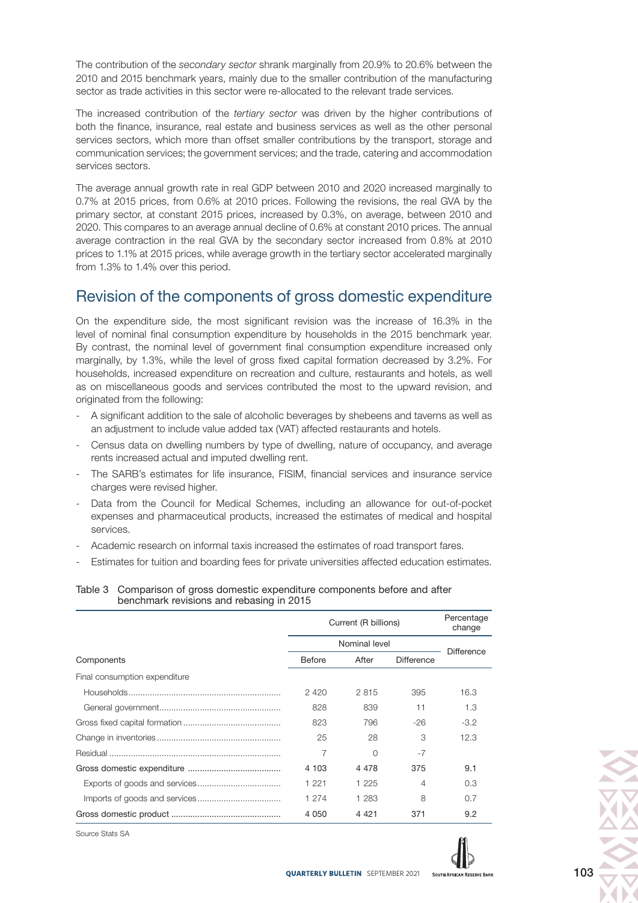The contribution of the *secondary sector* shrank marginally from 20.9% to 20.6% between the 2010 and 2015 benchmark years, mainly due to the smaller contribution of the manufacturing sector as trade activities in this sector were re-allocated to the relevant trade services.

The increased contribution of the *tertiary sector* was driven by the higher contributions of both the finance, insurance, real estate and business services as well as the other personal services sectors, which more than offset smaller contributions by the transport, storage and communication services; the government services; and the trade, catering and accommodation services sectors.

The average annual growth rate in real GDP between 2010 and 2020 increased marginally to 0.7% at 2015 prices, from 0.6% at 2010 prices. Following the revisions, the real GVA by the primary sector, at constant 2015 prices, increased by 0.3%, on average, between 2010 and 2020. This compares to an average annual decline of 0.6% at constant 2010 prices. The annual average contraction in the real GVA by the secondary sector increased from 0.8% at 2010 prices to 1.1% at 2015 prices, while average growth in the tertiary sector accelerated marginally from 1.3% to 1.4% over this period.

## Revision of the components of gross domestic expenditure

On the expenditure side, the most significant revision was the increase of 16.3% in the level of nominal final consumption expenditure by households in the 2015 benchmark year. By contrast, the nominal level of government final consumption expenditure increased only marginally, by 1.3%, while the level of gross fixed capital formation decreased by 3.2%. For households, increased expenditure on recreation and culture, restaurants and hotels, as well as on miscellaneous goods and services contributed the most to the upward revision, and originated from the following:

- A significant addition to the sale of alcoholic beverages by shebeens and taverns as well as an adjustment to include value added tax (VAT) affected restaurants and hotels.
- Census data on dwelling numbers by type of dwelling, nature of occupancy, and average rents increased actual and imputed dwelling rent.
- The SARB's estimates for life insurance, FISIM, financial services and insurance service charges were revised higher.
- Data from the Council for Medical Schemes, including an allowance for out-of-pocket expenses and pharmaceutical products, increased the estimates of medical and hospital services.
- Academic research on informal taxis increased the estimates of road transport fares.
- Estimates for tuition and boarding fees for private universities affected education estimates.

Table 3 Comparison of gross domestic expenditure components before and after benchmark revisions and rebasing in 2015

| | Current (R billions) | | | Percentage change |
|---|---|---|---|---|
| | Nominal level | | | Difference |
| Components | Before | After | Difference | |
| Final consumption expenditure | | | | |
| Households | 2 420 | 2 815 | 395 | 16.3 |
| General government | 828 | 839 | 11 | 1.3 |
| Gross fixed capital formation | 823 | 796 | -26 | -3.2 |
| Change in inventories | 25 | 28 | 3 | 12.3 |
| Residual | 7 | 0 | -7 | |
| Gross domestic expenditure | 4 103 | 4 478 | 375 | 9.1 |
| Exports of goods and services | 1 221 | 1 225 | 4 | 0.3 |
| Imports of goods and services | 1 274 | 1 283 | 8 | 0.7 |
| Gross domestic product | 4 050 | 4 421 | 371 | 9.2 |

Source Stats SA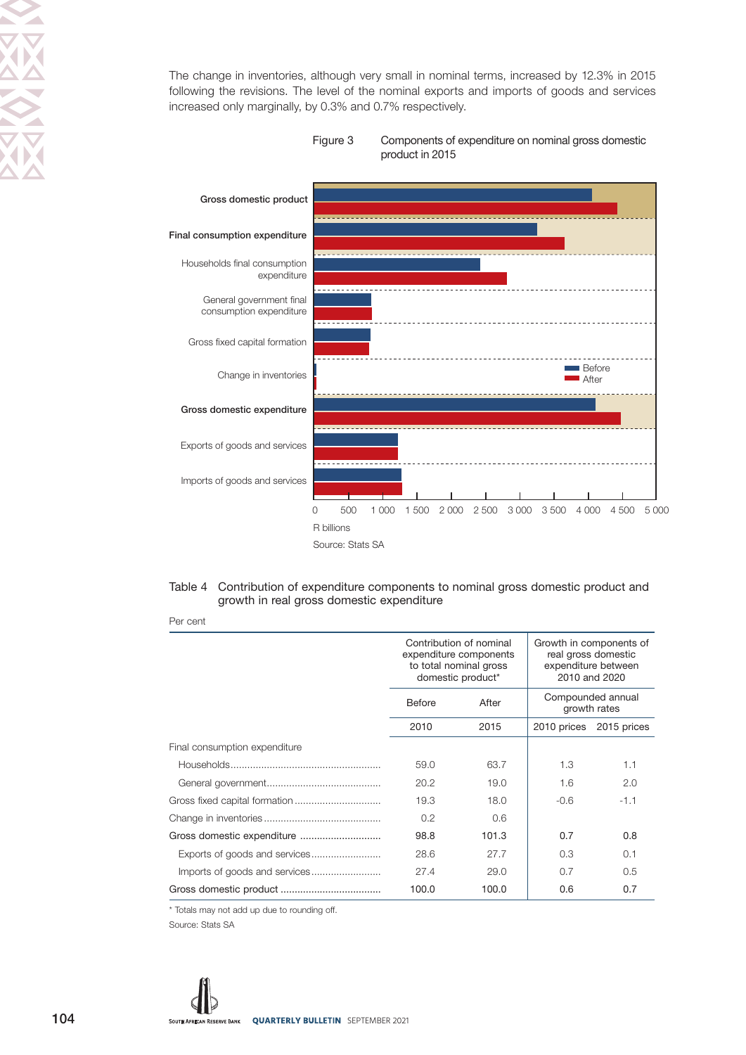The change in inventories, although very small in nominal terms, increased by 12.3% in 2015 following the revisions. The level of the nominal exports and imports of goods and services increased only marginally, by 0.3% and 0.7% respectively.

Figure 3 Components of expenditure on nominal gross domestic product in 2015

Source: Stats SA

Table 4 Contribution of expenditure components to nominal gross domestic product and growth in real gross domestic expenditure

Per cent

| | Contribution of nominal expenditure components to total nominal gross domestic product* | | Growth in components of real gross domestic expenditure between 2010 and 2020 | |
|---|---|---|---|---|
| | Before | After | Compounded annual growth rates | |
| | 2010 | 2015 | 2010 prices | 2015 prices |
| Final consumption expenditure | | | | |
| Households | 59.0 | 63.7 | 1.3 | 1.1 |
| General government | 20.2 | 19.0 | 1.6 | 2.0 |
| Gross fixed capital formation | 19.3 | 18.0 | -0.6 | -1.1 |
| Change in inventories | 0.2 | 0.6 | | |
| Gross domestic expenditure | 98.8 | 101.3 | 0.7 | 0.8 |
| Exports of goods and services | 28.6 | 27.7 | 0.3 | 0.1 |
| Imports of goods and services | 27.4 | 29.0 | 0.7 | 0.5 |
| Gross domestic product | 100.0 | 100.0 | 0.6 | 0.7 |

\* Totals may not add up due to rounding off.

Source: Stats SA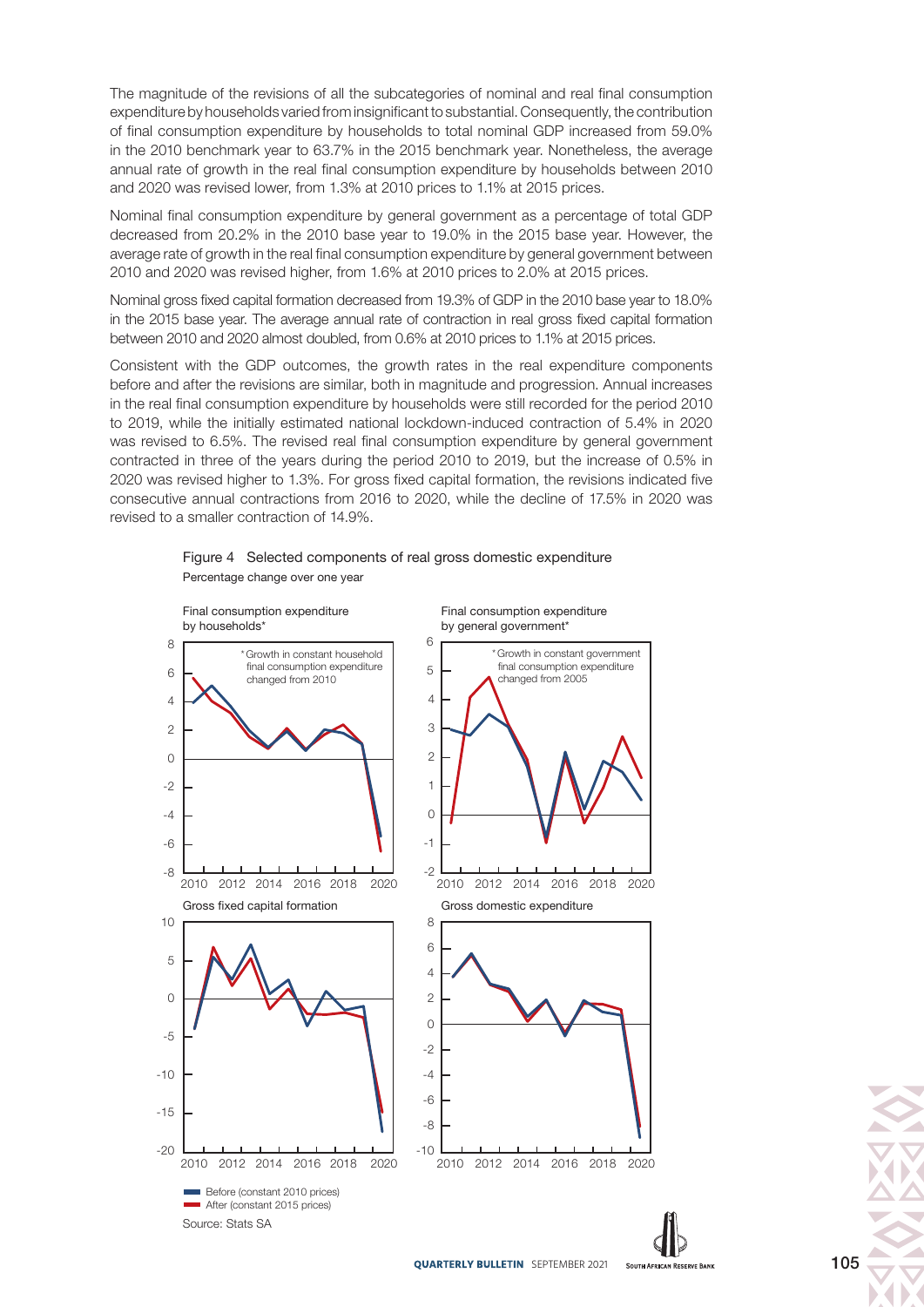The magnitude of the revisions of all the subcategories of nominal and real final consumption expenditure by households varied from insignificant to substantial. Consequently, the contribution of final consumption expenditure by households to total nominal GDP increased from 59.0% in the 2010 benchmark year to 63.7% in the 2015 benchmark year. Nonetheless, the average annual rate of growth in the real final consumption expenditure by households between 2010 and 2020 was revised lower, from 1.3% at 2010 prices to 1.1% at 2015 prices.

Nominal final consumption expenditure by general government as a percentage of total GDP decreased from 20.2% in the 2010 base year to 19.0% in the 2015 base year. However, the average rate of growth in the real final consumption expenditure by general government between 2010 and 2020 was revised higher, from 1.6% at 2010 prices to 2.0% at 2015 prices.

Nominal gross fixed capital formation decreased from 19.3% of GDP in the 2010 base year to 18.0% in the 2015 base year. The average annual rate of contraction in real gross fixed capital formation between 2010 and 2020 almost doubled, from 0.6% at 2010 prices to 1.1% at 2015 prices.

Consistent with the GDP outcomes, the growth rates in the real expenditure components before and after the revisions are similar, both in magnitude and progression. Annual increases in the real final consumption expenditure by households were still recorded for the period 2010 to 2019, while the initially estimated national lockdown-induced contraction of 5.4% in 2020 was revised to 6.5%. The revised real final consumption expenditure by general government contracted in three of the years during the period 2010 to 2019, but the increase of 0.5% in 2020 was revised higher to 1.3%. For gross fixed capital formation, the revisions indicated five consecutive annual contractions from 2016 to 2020, while the decline of 17.5% in 2020 was revised to a smaller contraction of 14.9%.

Figure 4 Selected components of real gross domestic expenditure

Percentage change over one year

Final consumption expenditure by households*

*Growth in constant household final consumption expenditure changed from 2010

8
6
4
2
0
-2
-4
-6
-8

2010 2012 2014 2016 2018 2020

Final consumption expenditure by general government*

*Growth in constant government final consumption expenditure changed from 2005

6
5
4
3
2
1
0
-1
-2

2010 2012 2014 2016 2018 2020

Gross fixed capital formation

10
5
0
-5
-10
-15
-20

2010 2012 2014 2016 2018 2020

Gross domestic expenditure

8
6
4
2
0
-2
-4
-6
-8
-10

2010 2012 2014 2016 2018 2020

Before (constant 2010 prices)

After (constant 2015 prices)

Source: Stats SA